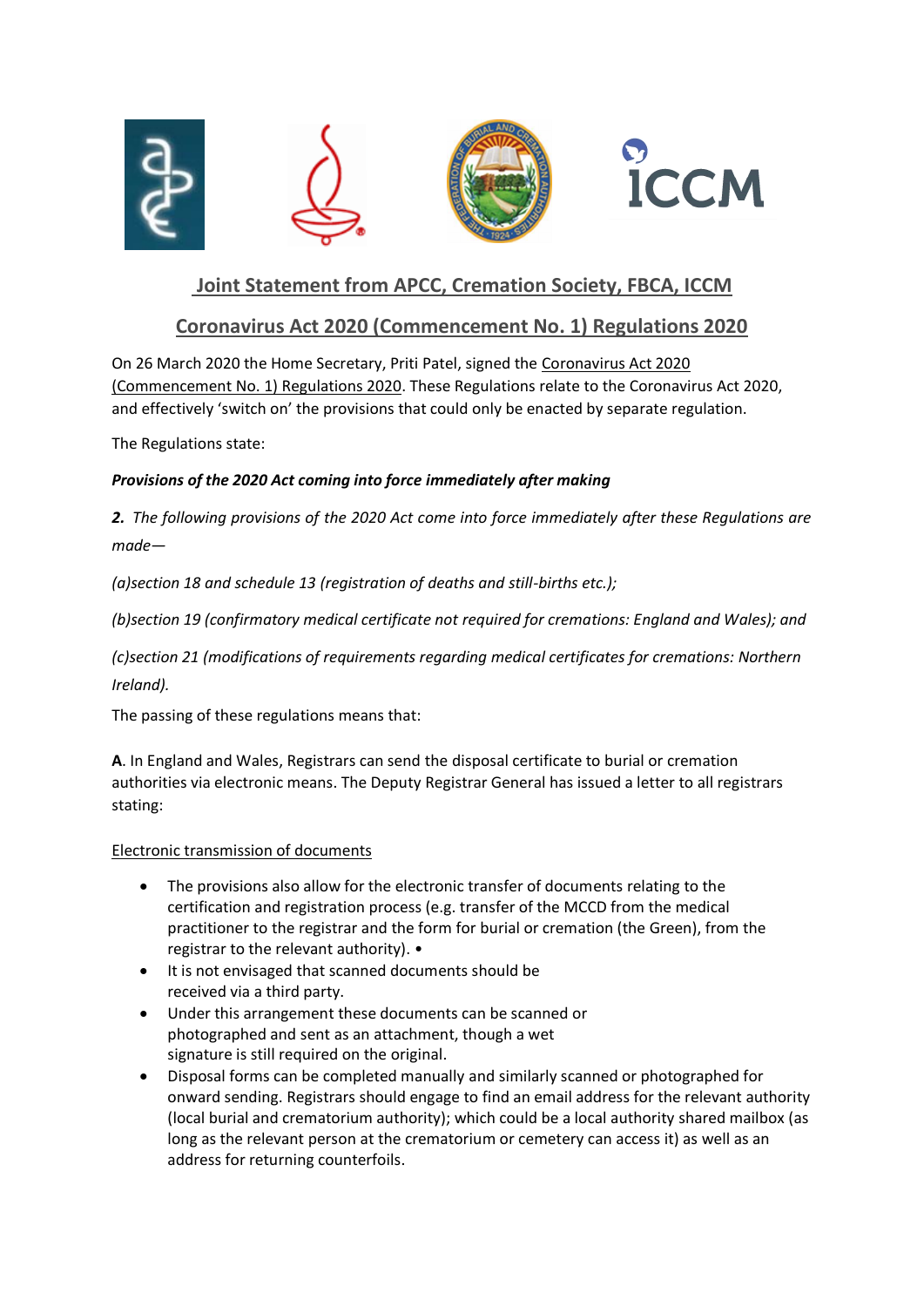## Joint Statement from APCC, Cremation Society, FBCA, ICCM

## Coronavirus Act 2020 (Commencement No. 1) Regulations 2020

On 26 March 2020 the Home Secretary, Priti Patel, signed the Coronavirus Act 2020 (Commencement No. 1) Regulations 2020. These Regulations relate to the Coronavirus Act 2020, and effectively 'switch on' the provisions that could only be enacted by separate regulation.

The Regulations state:

***Provisions of the 2020 Act coming into force immediately after making***

***2.*** *The following provisions of the 2020 Act come into force immediately after these Regulations are made—*

*(a)section 18 and schedule 13 (registration of deaths and still-births etc.);*

*(b)section 19 (confirmatory medical certificate not required for cremations: England and Wales); and*

*(c)section 21 (modifications of requirements regarding medical certificates for cremations: Northern Ireland).*

The passing of these regulations means that:

**A**. In England and Wales, Registrars can send the disposal certificate to burial or cremation authorities via electronic means. The Deputy Registrar General has issued a letter to all registrars stating:

Electronic transmission of documents

- The provisions also allow for the electronic transfer of documents relating to the certification and registration process (e.g. transfer of the MCCD from the medical practitioner to the registrar and the form for burial or cremation (the Green), from the registrar to the relevant authority). •
- It is not envisaged that scanned documents should be received via a third party.
- Under this arrangement these documents can be scanned or photographed and sent as an attachment, though a wet signature is still required on the original.
- Disposal forms can be completed manually and similarly scanned or photographed for onward sending. Registrars should engage to find an email address for the relevant authority (local burial and crematorium authority); which could be a local authority shared mailbox (as long as the relevant person at the crematorium or cemetery can access it) as well as an address for returning counterfoils.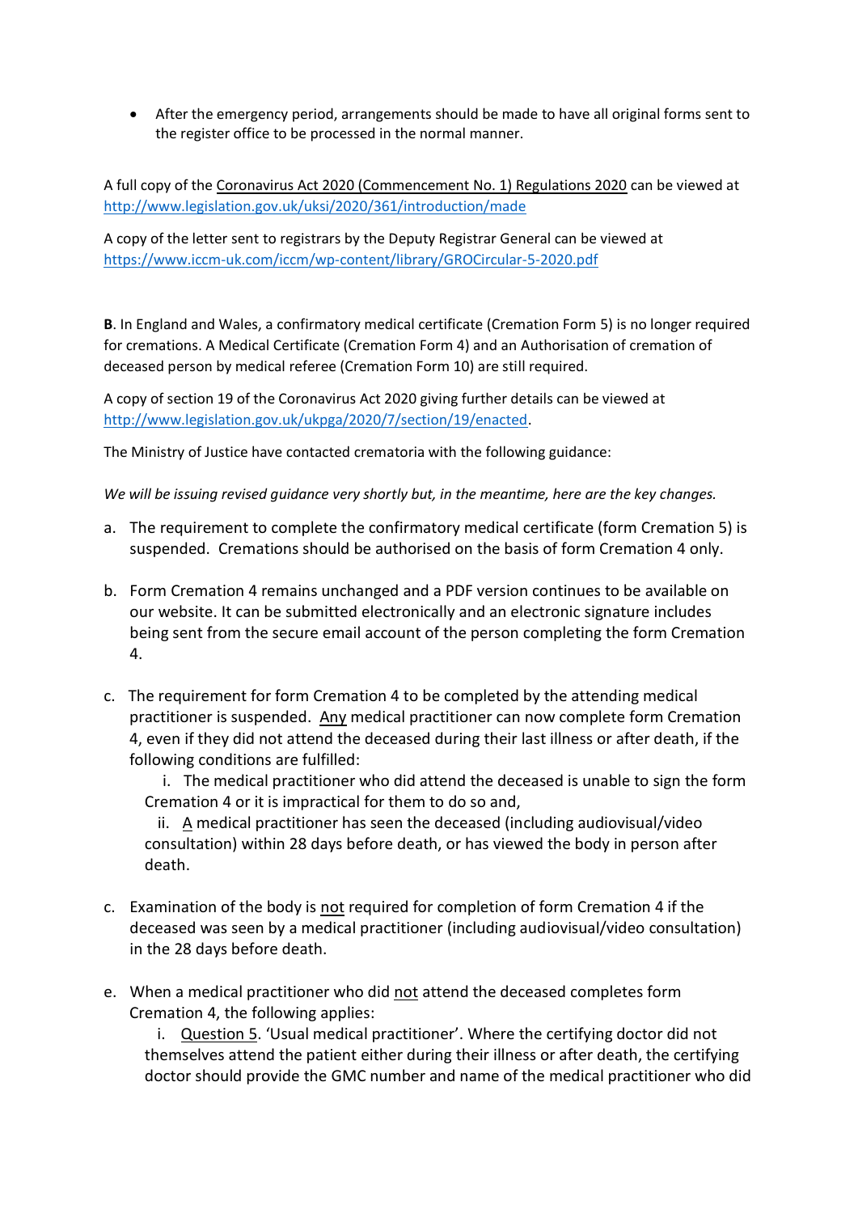- After the emergency period, arrangements should be made to have all original forms sent to the register office to be processed in the normal manner.

A full copy of the Coronavirus Act 2020 (Commencement No. 1) Regulations 2020 can be viewed at http://www.legislation.gov.uk/uksi/2020/361/introduction/made

A copy of the letter sent to registrars by the Deputy Registrar General can be viewed at https://www.iccm-uk.com/iccm/wp-content/library/GROCircular-5-2020.pdf

**B**. In England and Wales, a confirmatory medical certificate (Cremation Form 5) is no longer required for cremations. A Medical Certificate (Cremation Form 4) and an Authorisation of cremation of deceased person by medical referee (Cremation Form 10) are still required.

A copy of section 19 of the Coronavirus Act 2020 giving further details can be viewed at http://www.legislation.gov.uk/ukpga/2020/7/section/19/enacted.

The Ministry of Justice have contacted crematoria with the following guidance:

*We will be issuing revised guidance very shortly but, in the meantime, here are the key changes.*

a. The requirement to complete the confirmatory medical certificate (form Cremation 5) is suspended. Cremations should be authorised on the basis of form Cremation 4 only.

b. Form Cremation 4 remains unchanged and a PDF version continues to be available on our website. It can be submitted electronically and an electronic signature includes being sent from the secure email account of the person completing the form Cremation 4.

c. The requirement for form Cremation 4 to be completed by the attending medical practitioner is suspended. Any medical practitioner can now complete form Cremation 4, even if they did not attend the deceased during their last illness or after death, if the following conditions are fulfilled:

   i. The medical practitioner who did attend the deceased is unable to sign the form Cremation 4 or it is impractical for them to do so and,

   ii. A medical practitioner has seen the deceased (including audiovisual/video consultation) within 28 days before death, or has viewed the body in person after death.

c. Examination of the body is not required for completion of form Cremation 4 if the deceased was seen by a medical practitioner (including audiovisual/video consultation) in the 28 days before death.

e. When a medical practitioner who did not attend the deceased completes form Cremation 4, the following applies:

   i. Question 5. 'Usual medical practitioner'. Where the certifying doctor did not themselves attend the patient either during their illness or after death, the certifying doctor should provide the GMC number and name of the medical practitioner who did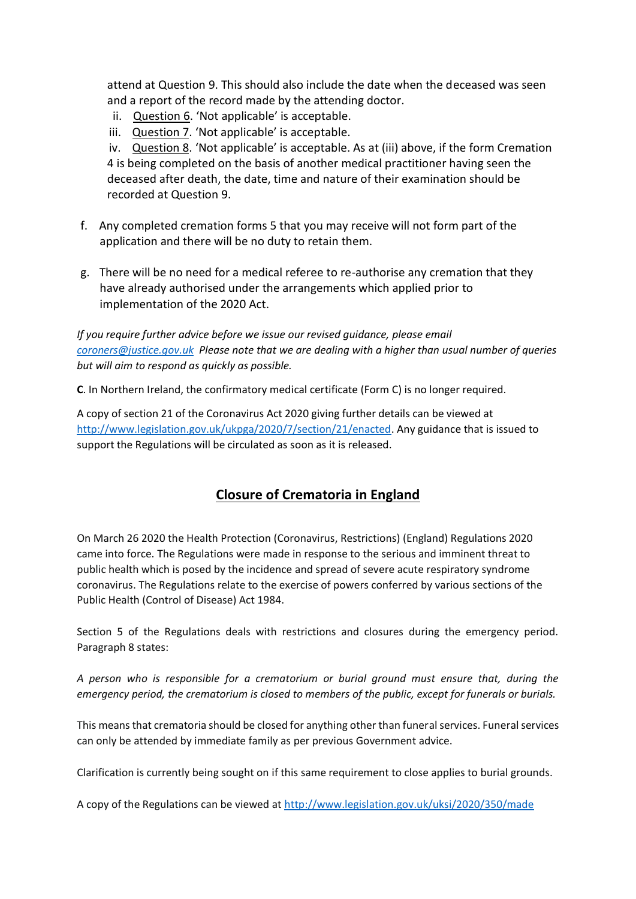attend at Question 9. This should also include the date when the deceased was seen and a report of the record made by the attending doctor.

ii. Question 6. 'Not applicable' is acceptable.

iii. Question 7. 'Not applicable' is acceptable.

iv. Question 8. 'Not applicable' is acceptable. As at (iii) above, if the form Cremation 4 is being completed on the basis of another medical practitioner having seen the deceased after death, the date, time and nature of their examination should be recorded at Question 9.

f. Any completed cremation forms 5 that you may receive will not form part of the application and there will be no duty to retain them.

g. There will be no need for a medical referee to re-authorise any cremation that they have already authorised under the arrangements which applied prior to implementation of the 2020 Act.

*If you require further advice before we issue our revised guidance, please email [coroners@justice.gov.uk](mailto:coroners@justice.gov.uk) Please note that we are dealing with a higher than usual number of queries but will aim to respond as quickly as possible.*

**C**. In Northern Ireland, the confirmatory medical certificate (Form C) is no longer required.

A copy of section 21 of the Coronavirus Act 2020 giving further details can be viewed at [http://www.legislation.gov.uk/ukpga/2020/7/section/21/enacted](http://www.legislation.gov.uk/ukpga/2020/7/section/21/enacted). Any guidance that is issued to support the Regulations will be circulated as soon as it is released.

## Closure of Crematoria in England

On March 26 2020 the Health Protection (Coronavirus, Restrictions) (England) Regulations 2020 came into force. The Regulations were made in response to the serious and imminent threat to public health which is posed by the incidence and spread of severe acute respiratory syndrome coronavirus. The Regulations relate to the exercise of powers conferred by various sections of the Public Health (Control of Disease) Act 1984.

Section 5 of the Regulations deals with restrictions and closures during the emergency period. Paragraph 8 states:

*A person who is responsible for a crematorium or burial ground must ensure that, during the emergency period, the crematorium is closed to members of the public, except for funerals or burials.*

This means that crematoria should be closed for anything other than funeral services. Funeral services can only be attended by immediate family as per previous Government advice.

Clarification is currently being sought on if this same requirement to close applies to burial grounds.

A copy of the Regulations can be viewed at [http://www.legislation.gov.uk/uksi/2020/350/made](http://www.legislation.gov.uk/uksi/2020/350/made)